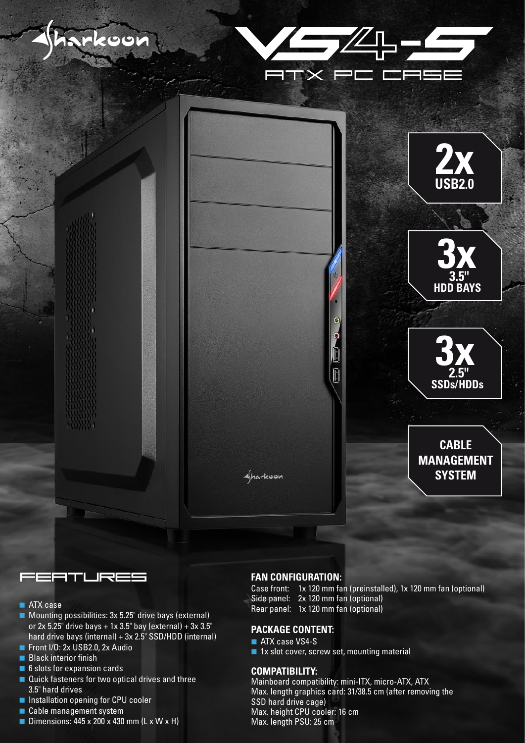Sharkoon

# VS4-S

## ATX PC CASE

**2x** USB2.0

**3x** 3.5" HDD BAYS

**3x** 2.5" SSDs/HDDs

**CABLE MANAGEMENT SYSTEM**

## FEATURES

- ATX case
- Mounting possibilities: 3x 5.25" drive bays (external) or 2x 5.25" drive bays + 1x 3.5" bay (external) + 3x 3.5" hard drive bays (internal) + 3x 2.5" SSD/HDD (internal)
- Front I/O: 2x USB2.0, 2x Audio
- Black interior finish
- 6 slots for expansion cards
- Quick fasteners for two optical drives and three 3.5" hard drives
- Installation opening for CPU cooler
- Cable management system
- Dimensions: 445 x 200 x 430 mm (L x W x H)

### FAN CONFIGURATION:

Case front: 1x 120 mm fan (preinstalled), 1x 120 mm fan (optional)
Side panel: 2x 120 mm fan (optional)
Rear panel: 1x 120 mm fan (optional)

### PACKAGE CONTENT:

- ATX case VS4-S
- 1x slot cover, screw set, mounting material

### COMPATIBILITY:

Mainboard compatibility: mini-ITX, micro-ATX, ATX
Max. length graphics card: 31/38.5 cm (after removing the SSD hard drive cage)
Max. height CPU cooler: 16 cm
Max. length PSU: 25 cm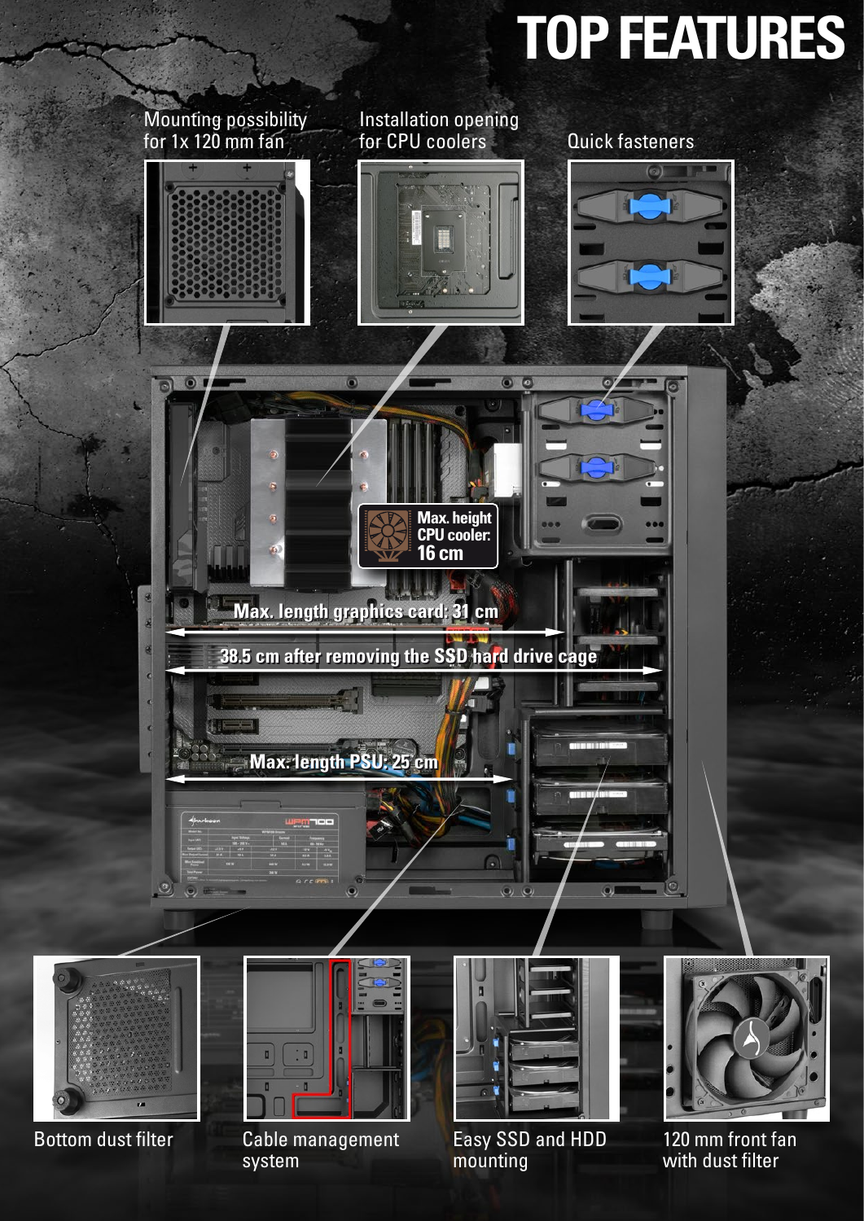# TOP FEATURES

Mounting possibility for 1x 120 mm fan

Installation opening for CPU coolers

Quick fasteners

Max. height CPU cooler: 16 cm

Max. length graphics card: 31 cm

38.5 cm after removing the SSD hard drive cage

Max. length PSU: 25 cm

Bottom dust filter

Cable management system

Easy SSD and HDD mounting

120 mm front fan with dust filter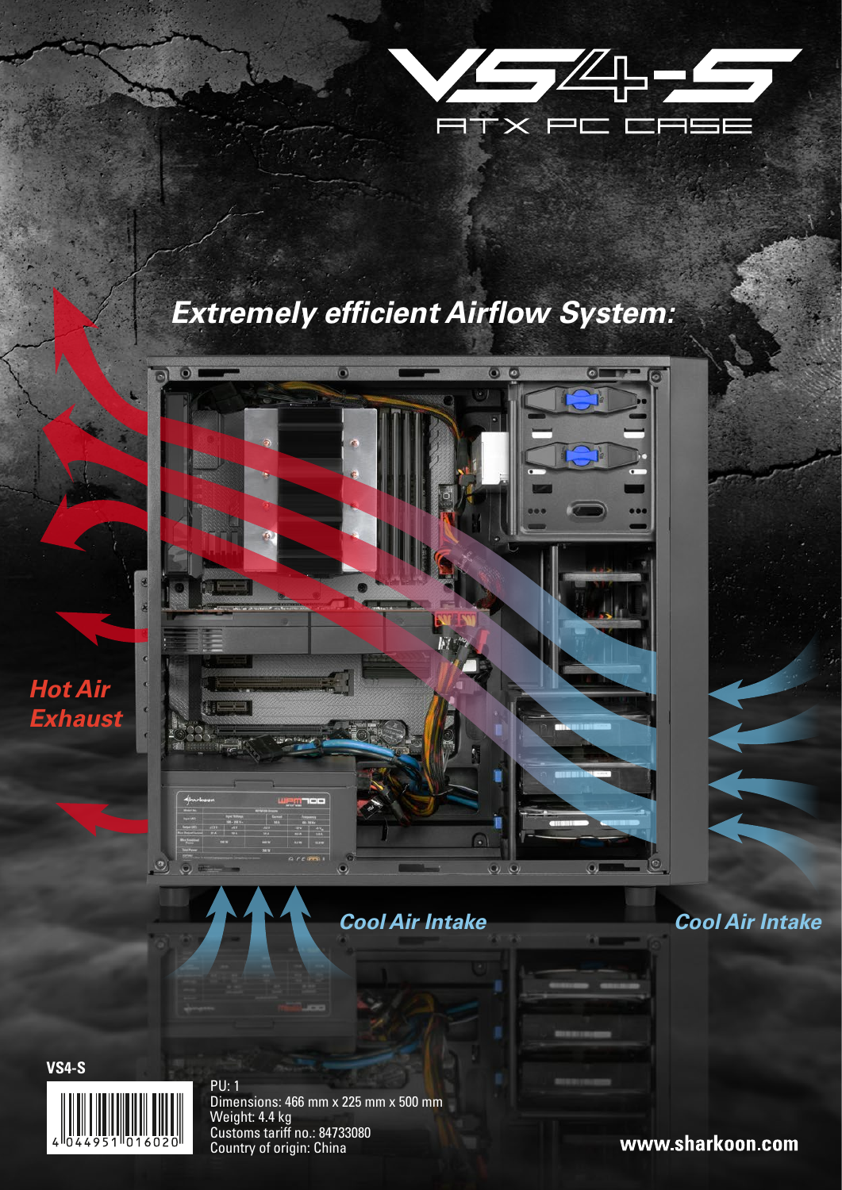# VS4-S

ATX PC CASE

## *Extremely efficient Airflow System:*

*Hot Air Exhaust*

*Cool Air Intake*

*Cool Air Intake*

**VS4-S**

4 044951 016020

PU: 1
Dimensions: 466 mm x 225 mm x 500 mm
Weight: 4.4 kg
Customs tariff no.: 84733080
Country of origin: China

**www.sharkoon.com**